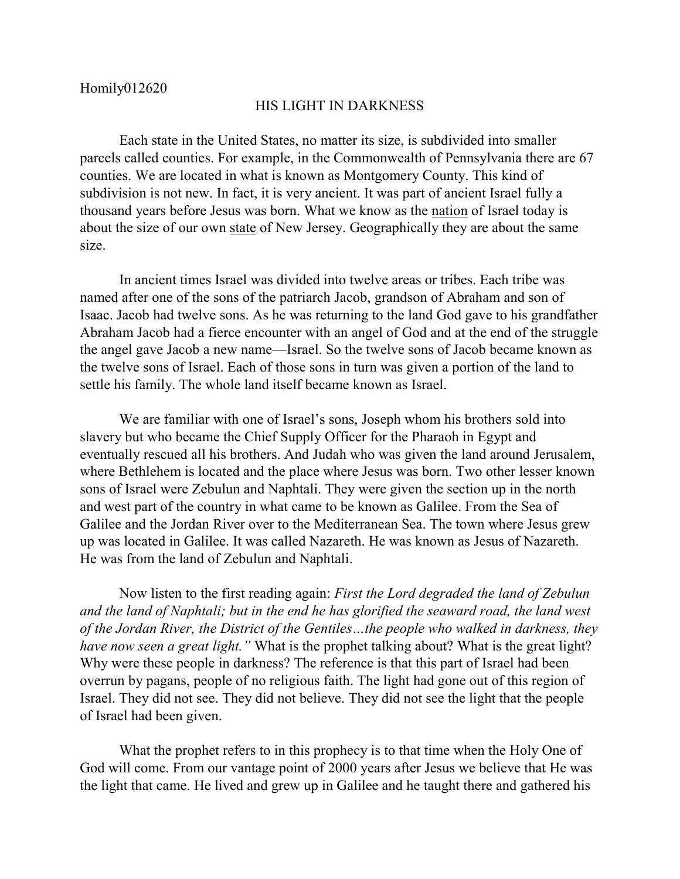Homily012620

# HIS LIGHT IN DARKNESS

Each state in the United States, no matter its size, is subdivided into smaller parcels called counties. For example, in the Commonwealth of Pennsylvania there are 67 counties. We are located in what is known as Montgomery County. This kind of subdivision is not new. In fact, it is very ancient. It was part of ancient Israel fully a thousand years before Jesus was born. What we know as the <u>nation</u> of Israel today is about the size of our own <u>state</u> of New Jersey. Geographically they are about the same size.

In ancient times Israel was divided into twelve areas or tribes. Each tribe was named after one of the sons of the patriarch Jacob, grandson of Abraham and son of Isaac. Jacob had twelve sons. As he was returning to the land God gave to his grandfather Abraham Jacob had a fierce encounter with an angel of God and at the end of the struggle the angel gave Jacob a new name—Israel. So the twelve sons of Jacob became known as the twelve sons of Israel. Each of those sons in turn was given a portion of the land to settle his family. The whole land itself became known as Israel.

We are familiar with one of Israel's sons, Joseph whom his brothers sold into slavery but who became the Chief Supply Officer for the Pharaoh in Egypt and eventually rescued all his brothers. And Judah who was given the land around Jerusalem, where Bethlehem is located and the place where Jesus was born. Two other lesser known sons of Israel were Zebulun and Naphtali. They were given the section up in the north and west part of the country in what came to be known as Galilee. From the Sea of Galilee and the Jordan River over to the Mediterranean Sea. The town where Jesus grew up was located in Galilee. It was called Nazareth. He was known as Jesus of Nazareth. He was from the land of Zebulun and Naphtali.

Now listen to the first reading again: *First the Lord degraded the land of Zebulun and the land of Naphtali; but in the end he has glorified the seaward road, the land west of the Jordan River, the District of the Gentiles…the people who walked in darkness, they have now seen a great light."* What is the prophet talking about? What is the great light? Why were these people in darkness? The reference is that this part of Israel had been overrun by pagans, people of no religious faith. The light had gone out of this region of Israel. They did not see. They did not believe. They did not see the light that the people of Israel had been given.

What the prophet refers to in this prophecy is to that time when the Holy One of God will come. From our vantage point of 2000 years after Jesus we believe that He was the light that came. He lived and grew up in Galilee and he taught there and gathered his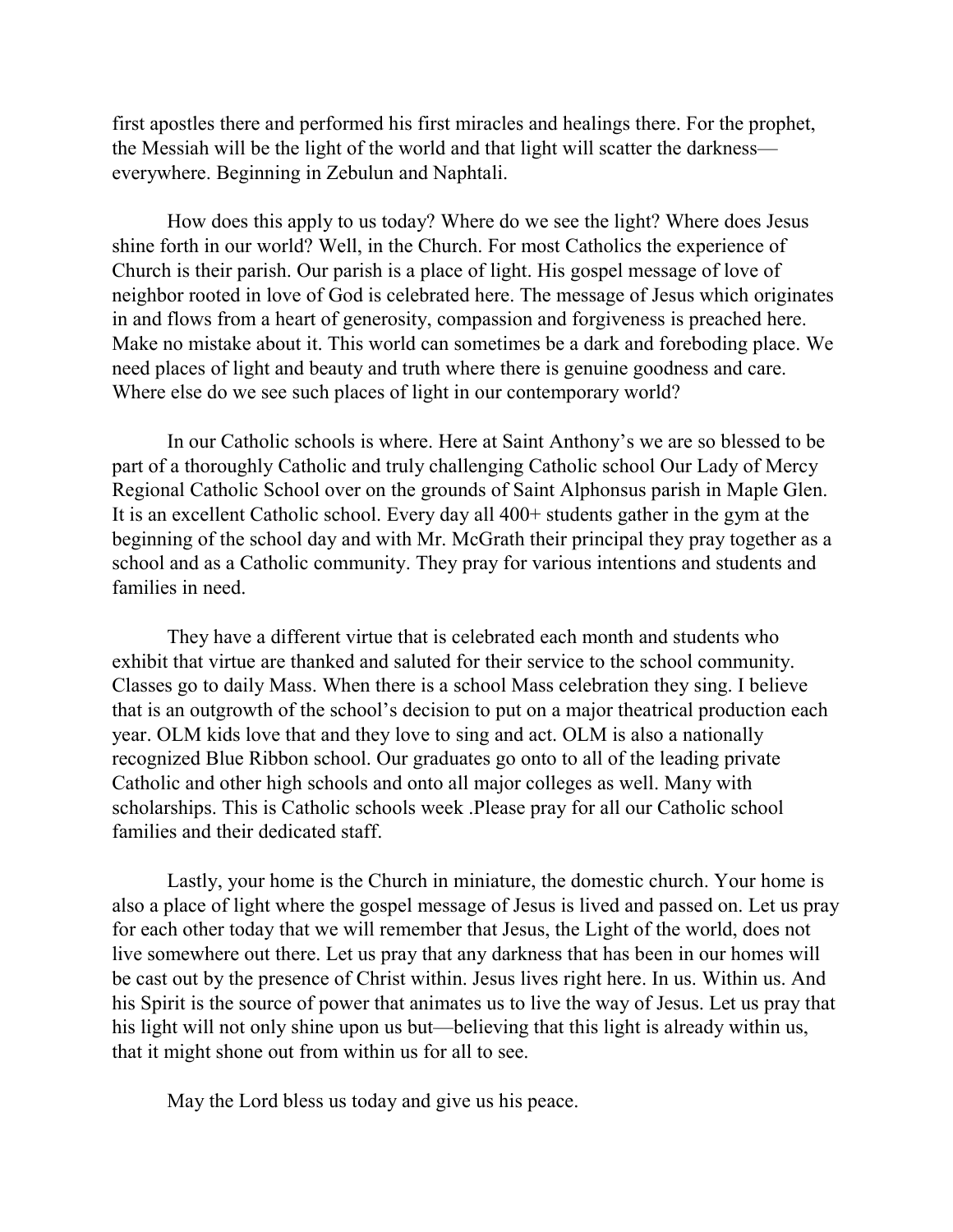first apostles there and performed his first miracles and healings there. For the prophet, the Messiah will be the light of the world and that light will scatter the darkness—everywhere. Beginning in Zebulun and Naphtali.

How does this apply to us today? Where do we see the light? Where does Jesus shine forth in our world? Well, in the Church. For most Catholics the experience of Church is their parish. Our parish is a place of light. His gospel message of love of neighbor rooted in love of God is celebrated here. The message of Jesus which originates in and flows from a heart of generosity, compassion and forgiveness is preached here. Make no mistake about it. This world can sometimes be a dark and foreboding place. We need places of light and beauty and truth where there is genuine goodness and care. Where else do we see such places of light in our contemporary world?

In our Catholic schools is where. Here at Saint Anthony's we are so blessed to be part of a thoroughly Catholic and truly challenging Catholic school Our Lady of Mercy Regional Catholic School over on the grounds of Saint Alphonsus parish in Maple Glen. It is an excellent Catholic school. Every day all 400+ students gather in the gym at the beginning of the school day and with Mr. McGrath their principal they pray together as a school and as a Catholic community. They pray for various intentions and students and families in need.

They have a different virtue that is celebrated each month and students who exhibit that virtue are thanked and saluted for their service to the school community. Classes go to daily Mass. When there is a school Mass celebration they sing. I believe that is an outgrowth of the school's decision to put on a major theatrical production each year. OLM kids love that and they love to sing and act. OLM is also a nationally recognized Blue Ribbon school. Our graduates go onto to all of the leading private Catholic and other high schools and onto all major colleges as well. Many with scholarships. This is Catholic schools week .Please pray for all our Catholic school families and their dedicated staff.

Lastly, your home is the Church in miniature, the domestic church. Your home is also a place of light where the gospel message of Jesus is lived and passed on. Let us pray for each other today that we will remember that Jesus, the Light of the world, does not live somewhere out there. Let us pray that any darkness that has been in our homes will be cast out by the presence of Christ within. Jesus lives right here. In us. Within us. And his Spirit is the source of power that animates us to live the way of Jesus. Let us pray that his light will not only shine upon us but—believing that this light is already within us, that it might shone out from within us for all to see.

May the Lord bless us today and give us his peace.